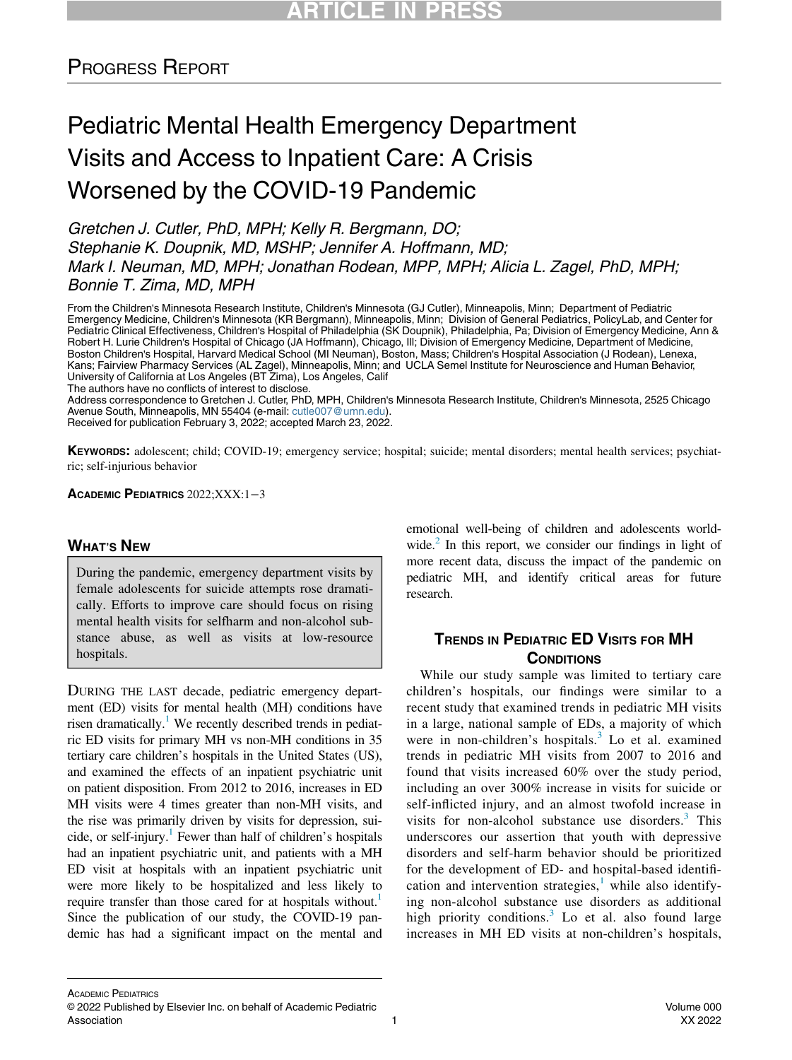## Progress Report

# Pediatric Mental Health Emergency Department Visits and Access to Inpatient Care: A Crisis Worsened by the COVID-19 Pandemic

*Gretchen J. Cutler, PhD, MPH; Kelly R. Bergmann, DO; Stephanie K. Doupnik, MD, MSHP; Jennifer A. Hoffmann, MD; Mark I. Neuman, MD, MPH; Jonathan Rodean, MPP, MPH; Alicia L. Zagel, PhD, MPH; Bonnie T. Zima, MD, MPH*

From the Children's Minnesota Research Institute, Children's Minnesota (GJ Cutler), Minneapolis, Minn; Department of Pediatric Emergency Medicine, Children's Minnesota (KR Bergmann), Minneapolis, Minn; Division of General Pediatrics, PolicyLab, and Center for Pediatric Clinical Effectiveness, Children's Hospital of Philadelphia (SK Doupnik), Philadelphia, Pa; Division of Emergency Medicine, Ann & Robert H. Lurie Children's Hospital of Chicago (JA Hoffmann), Chicago, Ill; Division of Emergency Medicine, Department of Medicine, Boston Children's Hospital, Harvard Medical School (MI Neuman), Boston, Mass; Children's Hospital Association (J Rodean), Lenexa, Kans; Fairview Pharmacy Services (AL Zagel), Minneapolis, Minn; and UCLA Semel Institute for Neuroscience and Human Behavior, University of California at Los Angeles (BT Zima), Los Angeles, Calif

The authors have no conflicts of interest to disclose.

Address correspondence to Gretchen J. Cutler, PhD, MPH, Children's Minnesota Research Institute, Children's Minnesota, 2525 Chicago Avenue South, Minneapolis, MN 55404 (e-mail: cutle007@umn.edu).

Received for publication February 3, 2022; accepted March 23, 2022.

**Keywords:** adolescent; child; COVID-19; emergency service; hospital; suicide; mental disorders; mental health services; psychiatric; self-injurious behavior

## What's New

During the pandemic, emergency department visits by female adolescents for suicide attempts rose dramatically. Efforts to improve care should focus on rising mental health visits for selfharm and non-alcohol substance abuse, as well as visits at low-resource hospitals.

During the last decade, pediatric emergency department (ED) visits for mental health (MH) conditions have risen dramatically.[1] We recently described trends in pediatric ED visits for primary MH vs non-MH conditions in 35 tertiary care children's hospitals in the United States (US), and examined the effects of an inpatient psychiatric unit on patient disposition. From 2012 to 2016, increases in ED MH visits were 4 times greater than non-MH visits, and the rise was primarily driven by visits for depression, suicide, or self-injury.[1] Fewer than half of children's hospitals had an inpatient psychiatric unit, and patients with a MH ED visit at hospitals with an inpatient psychiatric unit were more likely to be hospitalized and less likely to require transfer than those cared for at hospitals without.[1] Since the publication of our study, the COVID-19 pandemic has had a significant impact on the mental and emotional well-being of children and adolescents worldwide.[2] In this report, we consider our findings in light of more recent data, discuss the impact of the pandemic on pediatric MH, and identify critical areas for future research.

## Trends in Pediatric ED Visits for MH Conditions

While our study sample was limited to tertiary care children's hospitals, our findings were similar to a recent study that examined trends in pediatric MH visits in a large, national sample of EDs, a majority of which were in non-children's hospitals.[3] Lo et al. examined trends in pediatric MH visits from 2007 to 2016 and found that visits increased 60% over the study period, including an over 300% increase in visits for suicide or self-inflicted injury, and an almost twofold increase in visits for non-alcohol substance use disorders.[3] This underscores our assertion that youth with depressive disorders and self-harm behavior should be prioritized for the development of ED- and hospital-based identification and intervention strategies,[1] while also identifying non-alcohol substance use disorders as additional high priority conditions.[3] Lo et al. also found large increases in MH ED visits at non-children's hospitals,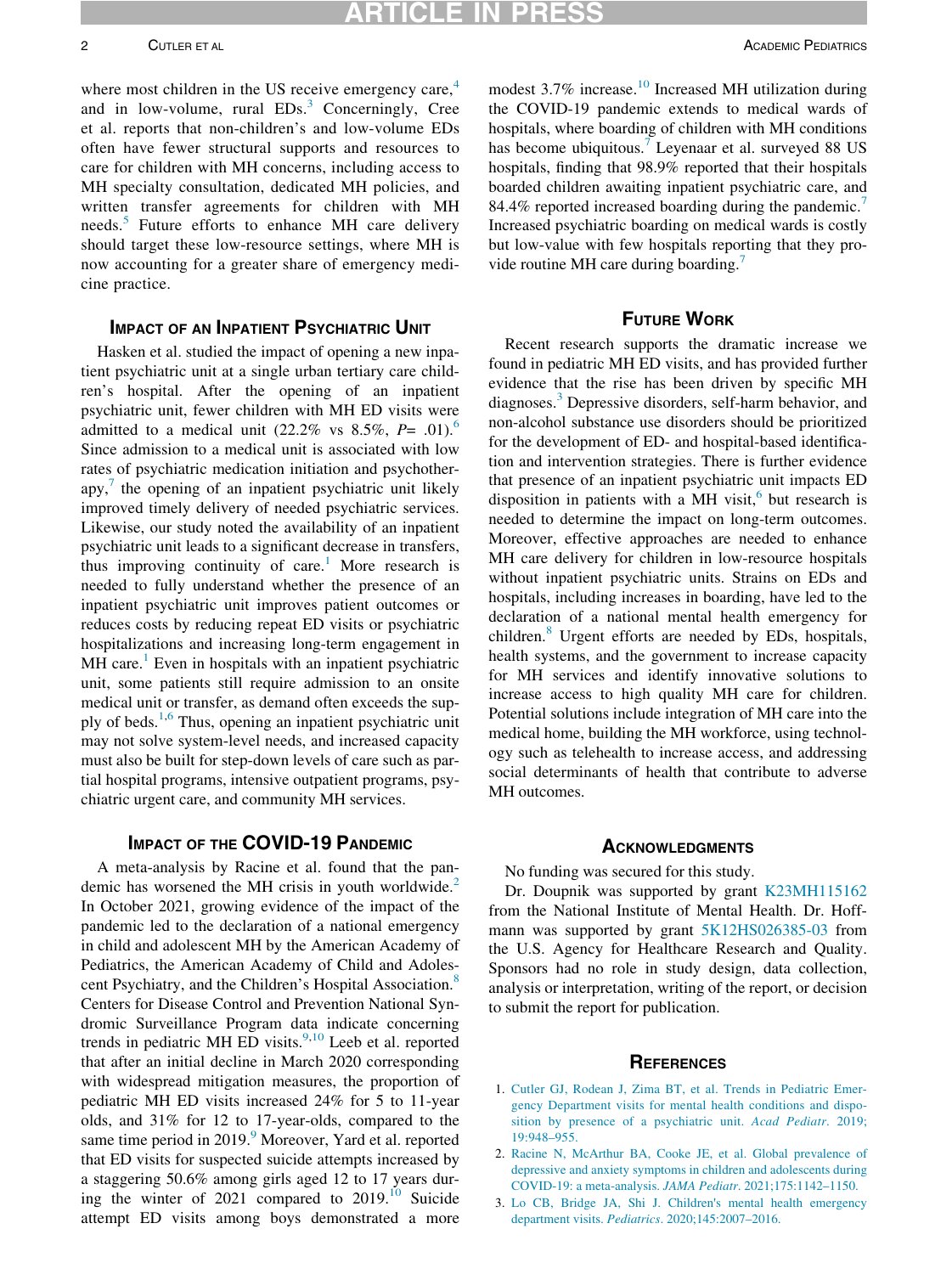where most children in the US receive emergency care,[4] and in low-volume, rural EDs.[3] Concerningly, Cree et al. reports that non-children's and low-volume EDs often have fewer structural supports and resources to care for children with MH concerns, including access to MH specialty consultation, dedicated MH policies, and written transfer agreements for children with MH needs.[5] Future efforts to enhance MH care delivery should target these low-resource settings, where MH is now accounting for a greater share of emergency medicine practice.

## Impact of an Inpatient Psychiatric Unit

Hasken et al. studied the impact of opening a new inpatient psychiatric unit at a single urban tertiary care children's hospital. After the opening of an inpatient psychiatric unit, fewer children with MH ED visits were admitted to a medical unit (22.2% vs 8.5%, $P = .01$).[6] Since admission to a medical unit is associated with low rates of psychiatric medication initiation and psychotherapy,[7] the opening of an inpatient psychiatric unit likely improved timely delivery of needed psychiatric services. Likewise, our study noted the availability of an inpatient psychiatric unit leads to a significant decrease in transfers, thus improving continuity of care.[1] More research is needed to fully understand whether the presence of an inpatient psychiatric unit improves patient outcomes or reduces costs by reducing repeat ED visits or psychiatric hospitalizations and increasing long-term engagement in MH care.[1] Even in hospitals with an inpatient psychiatric unit, some patients still require admission to an onsite medical unit or transfer, as demand often exceeds the supply of beds.[1,6] Thus, opening an inpatient psychiatric unit may not solve system-level needs, and increased capacity must also be built for step-down levels of care such as partial hospital programs, intensive outpatient programs, psychiatric urgent care, and community MH services.

## Impact of the COVID-19 Pandemic

A meta-analysis by Racine et al. found that the pandemic has worsened the MH crisis in youth worldwide.[2] In October 2021, growing evidence of the impact of the pandemic led to the declaration of a national emergency in child and adolescent MH by the American Academy of Pediatrics, the American Academy of Child and Adolescent Psychiatry, and the Children's Hospital Association.[8] Centers for Disease Control and Prevention National Syndromic Surveillance Program data indicate concerning trends in pediatric MH ED visits.[9,10] Leeb et al. reported that after an initial decline in March 2020 corresponding with widespread mitigation measures, the proportion of pediatric MH ED visits increased 24% for 5 to 11-year olds, and 31% for 12 to 17-year-olds, compared to the same time period in 2019.[9] Moreover, Yard et al. reported that ED visits for suspected suicide attempts increased by a staggering 50.6% among girls aged 12 to 17 years during the winter of 2021 compared to 2019.[10] Suicide attempt ED visits among boys demonstrated a more modest 3.7% increase.[10] Increased MH utilization during the COVID-19 pandemic extends to medical wards of hospitals, where boarding of children with MH conditions has become ubiquitous.[7] Leyenaar et al. surveyed 88 US hospitals, finding that 98.9% reported that their hospitals boarded children awaiting inpatient psychiatric care, and 84.4% reported increased boarding during the pandemic.[7] Increased psychiatric boarding on medical wards is costly but low-value with few hospitals reporting that they provide routine MH care during boarding.[7]

## Future Work

Recent research supports the dramatic increase we found in pediatric MH ED visits, and has provided further evidence that the rise has been driven by specific MH diagnoses.[3] Depressive disorders, self-harm behavior, and non-alcohol substance use disorders should be prioritized for the development of ED- and hospital-based identification and intervention strategies. There is further evidence that presence of an inpatient psychiatric unit impacts ED disposition in patients with a MH visit,[6] but research is needed to determine the impact on long-term outcomes. Moreover, effective approaches are needed to enhance MH care delivery for children in low-resource hospitals without inpatient psychiatric units. Strains on EDs and hospitals, including increases in boarding, have led to the declaration of a national mental health emergency for children.[8] Urgent efforts are needed by EDs, hospitals, health systems, and the government to increase capacity for MH services and identify innovative solutions to increase access to high quality MH care for children. Potential solutions include integration of MH care into the medical home, building the MH workforce, using technology such as telehealth to increase access, and addressing social determinants of health that contribute to adverse MH outcomes.

## Acknowledgments

No funding was secured for this study.

Dr. Doupnik was supported by grant K23MH115162 from the National Institute of Mental Health. Dr. Hoffmann was supported by grant 5K12HS026385-03 from the U.S. Agency for Healthcare Research and Quality. Sponsors had no role in study design, data collection, analysis or interpretation, writing of the report, or decision to submit the report for publication.

## References

1. Cutler GJ, Rodean J, Zima BT, et al. Trends in Pediatric Emergency Department visits for mental health conditions and disposition by presence of a psychiatric unit. *Acad Pediatr*. 2019; 19:948–955.
2. Racine N, McArthur BA, Cooke JE, et al. Global prevalence of depressive and anxiety symptoms in children and adolescents during COVID-19: a meta-analysis. *JAMA Pediatr*. 2021;175:1142–1150.
3. Lo CB, Bridge JA, Shi J. Children's mental health emergency department visits. *Pediatrics*. 2020;145:2007–2016.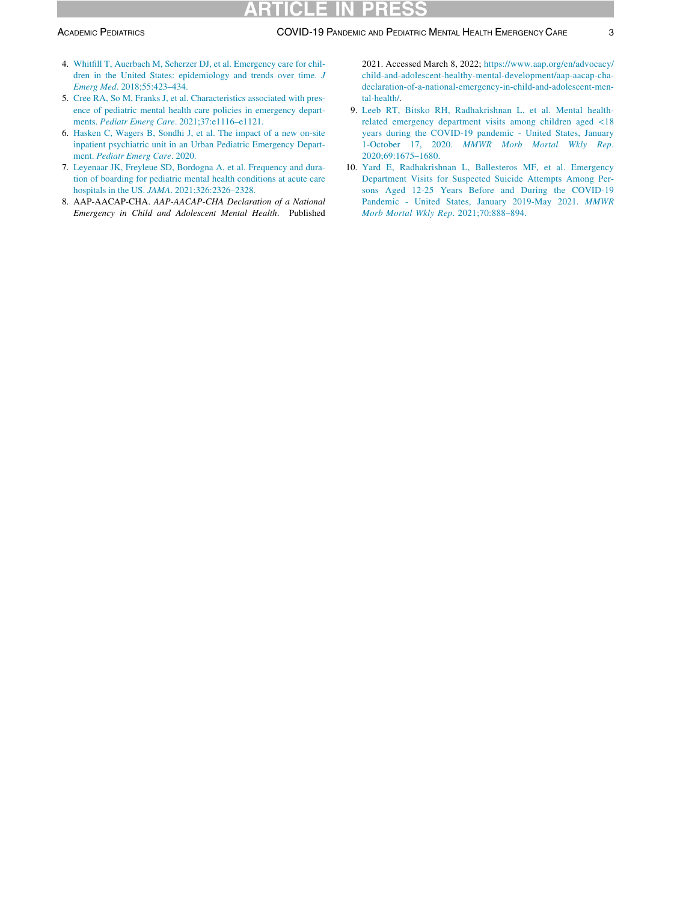4. Whitfill T, Auerbach M, Scherzer DJ, et al. Emergency care for children in the United States: epidemiology and trends over time. *J Emerg Med*. 2018;55:423–434.
5. Cree RA, So M, Franks J, et al. Characteristics associated with presence of pediatric mental health care policies in emergency departments. *Pediatr Emerg Care*. 2021;37:e1116–e1121.
6. Hasken C, Wagers B, Sondhi J, et al. The impact of a new on-site inpatient psychiatric unit in an Urban Pediatric Emergency Department. *Pediatr Emerg Care*. 2020.
7. Leyenaar JK, Freyleue SD, Bordogna A, et al. Frequency and duration of boarding for pediatric mental health conditions at acute care hospitals in the US. *JAMA*. 2021;326:2326–2328.
8. AAP-AACAP-CHA. *AAP-AACAP-CHA Declaration of a National Emergency in Child and Adolescent Mental Health*. Published 2021. Accessed March 8, 2022; https://www.aap.org/en/advocacy/child-and-adolescent-healthy-mental-development/aap-aacap-cha-declaration-of-a-national-emergency-in-child-and-adolescent-mental-health/.
9. Leeb RT, Bitsko RH, Radhakrishnan L, et al. Mental health-related emergency department visits among children aged <18 years during the COVID-19 pandemic - United States, January 1-October 17, 2020. *MMWR Morb Mortal Wkly Rep*. 2020;69:1675–1680.
10. Yard E, Radhakrishnan L, Ballesteros MF, et al. Emergency Department Visits for Suspected Suicide Attempts Among Persons Aged 12-25 Years Before and During the COVID-19 Pandemic - United States, January 2019-May 2021. *MMWR Morb Mortal Wkly Rep*. 2021;70:888–894.